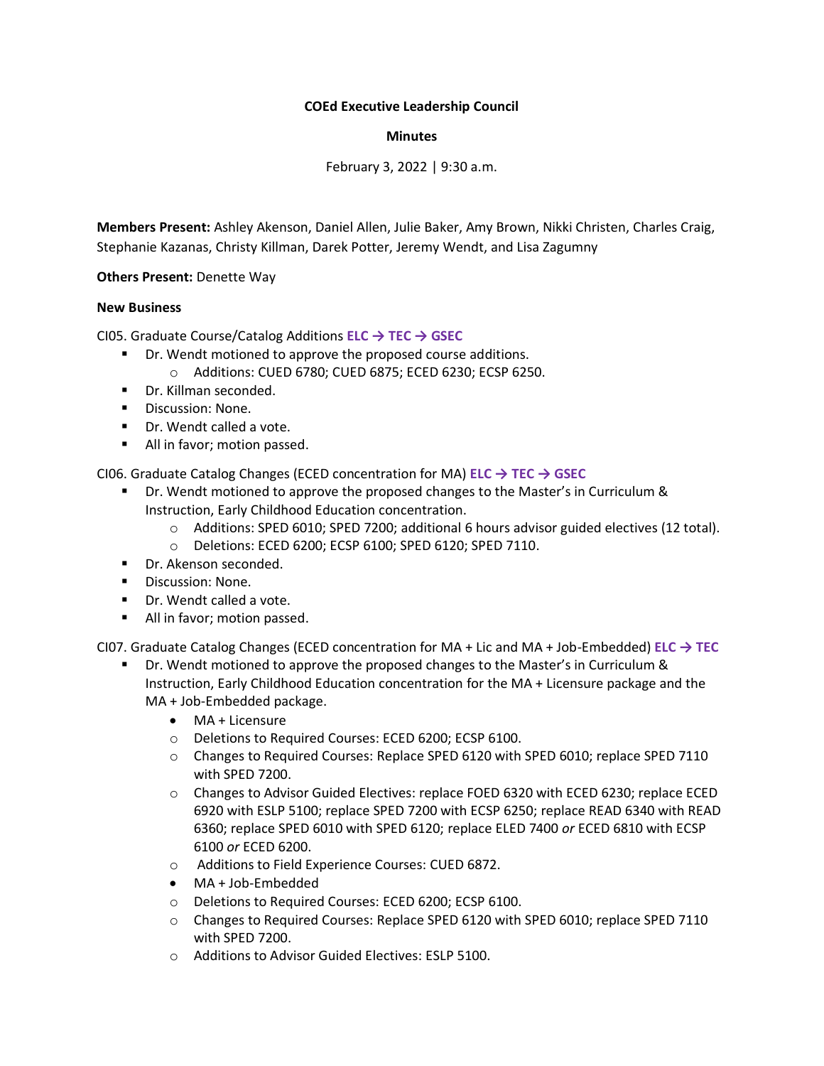**COEd Executive Leadership Council**

**Minutes**

February 3, 2022 | 9:30 a.m.

**Members Present:** Ashley Akenson, Daniel Allen, Julie Baker, Amy Brown, Nikki Christen, Charles Craig, Stephanie Kazanas, Christy Killman, Darek Potter, Jeremy Wendt, and Lisa Zagumny

**Others Present:** Denette Way

**New Business**

CI05. Graduate Course/Catalog Additions **ELC → TEC → GSEC**

- Dr. Wendt motioned to approve the proposed course additions.
  - Additions: CUED 6780; CUED 6875; ECED 6230; ECSP 6250.
- Dr. Killman seconded.
- Discussion: None.
- Dr. Wendt called a vote.
- All in favor; motion passed.

CI06. Graduate Catalog Changes (ECED concentration for MA) **ELC → TEC → GSEC**

- Dr. Wendt motioned to approve the proposed changes to the Master's in Curriculum & Instruction, Early Childhood Education concentration.
  - Additions: SPED 6010; SPED 7200; additional 6 hours advisor guided electives (12 total).
  - Deletions: ECED 6200; ECSP 6100; SPED 6120; SPED 7110.
- Dr. Akenson seconded.
- Discussion: None.
- Dr. Wendt called a vote.
- All in favor; motion passed.

CI07. Graduate Catalog Changes (ECED concentration for MA + Lic and MA + Job-Embedded) **ELC → TEC**

- Dr. Wendt motioned to approve the proposed changes to the Master's in Curriculum & Instruction, Early Childhood Education concentration for the MA + Licensure package and the MA + Job-Embedded package.
  - MA + Licensure
  - Deletions to Required Courses: ECED 6200; ECSP 6100.
  - Changes to Required Courses: Replace SPED 6120 with SPED 6010; replace SPED 7110 with SPED 7200.
  - Changes to Advisor Guided Electives: replace FOED 6320 with ECED 6230; replace ECED 6920 with ESLP 5100; replace SPED 7200 with ECSP 6250; replace READ 6340 with READ 6360; replace SPED 6010 with SPED 6120; replace ELED 7400 *or* ECED 6810 with ECSP 6100 *or* ECED 6200.
  - Additions to Field Experience Courses: CUED 6872.
  - MA + Job-Embedded
  - Deletions to Required Courses: ECED 6200; ECSP 6100.
  - Changes to Required Courses: Replace SPED 6120 with SPED 6010; replace SPED 7110 with SPED 7200.
  - Additions to Advisor Guided Electives: ESLP 5100.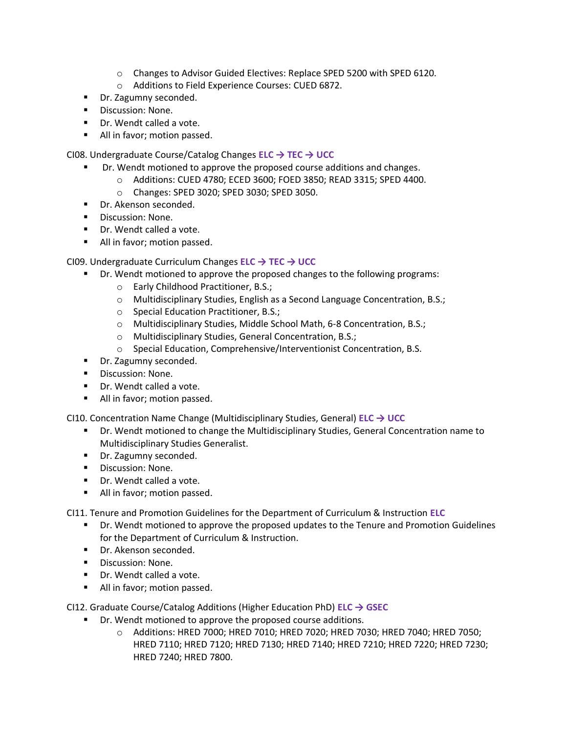- Changes to Advisor Guided Electives: Replace SPED 5200 with SPED 6120.
    - Additions to Field Experience Courses: CUED 6872.
- Dr. Zagumny seconded.
- Discussion: None.
- Dr. Wendt called a vote.
- All in favor; motion passed.

CI08. Undergraduate Course/Catalog Changes **ELC → TEC → UCC**

- Dr. Wendt motioned to approve the proposed course additions and changes.
    - Additions: CUED 4780; ECED 3600; FOED 3850; READ 3315; SPED 4400.
    - Changes: SPED 3020; SPED 3030; SPED 3050.
- Dr. Akenson seconded.
- Discussion: None.
- Dr. Wendt called a vote.
- All in favor; motion passed.

CI09. Undergraduate Curriculum Changes **ELC → TEC → UCC**

- Dr. Wendt motioned to approve the proposed changes to the following programs:
    - Early Childhood Practitioner, B.S.;
    - Multidisciplinary Studies, English as a Second Language Concentration, B.S.;
    - Special Education Practitioner, B.S.;
    - Multidisciplinary Studies, Middle School Math, 6-8 Concentration, B.S.;
    - Multidisciplinary Studies, General Concentration, B.S.;
    - Special Education, Comprehensive/Interventionist Concentration, B.S.
- Dr. Zagumny seconded.
- Discussion: None.
- Dr. Wendt called a vote.
- All in favor; motion passed.

CI10. Concentration Name Change (Multidisciplinary Studies, General) **ELC → UCC**

- Dr. Wendt motioned to change the Multidisciplinary Studies, General Concentration name to Multidisciplinary Studies Generalist.
- Dr. Zagumny seconded.
- Discussion: None.
- Dr. Wendt called a vote.
- All in favor; motion passed.

CI11. Tenure and Promotion Guidelines for the Department of Curriculum & Instruction **ELC**

- Dr. Wendt motioned to approve the proposed updates to the Tenure and Promotion Guidelines for the Department of Curriculum & Instruction.
- Dr. Akenson seconded.
- Discussion: None.
- Dr. Wendt called a vote.
- All in favor; motion passed.

CI12. Graduate Course/Catalog Additions (Higher Education PhD) **ELC → GSEC**

- Dr. Wendt motioned to approve the proposed course additions.
    - Additions: HRED 7000; HRED 7010; HRED 7020; HRED 7030; HRED 7040; HRED 7050; HRED 7110; HRED 7120; HRED 7130; HRED 7140; HRED 7210; HRED 7220; HRED 7230; HRED 7240; HRED 7800.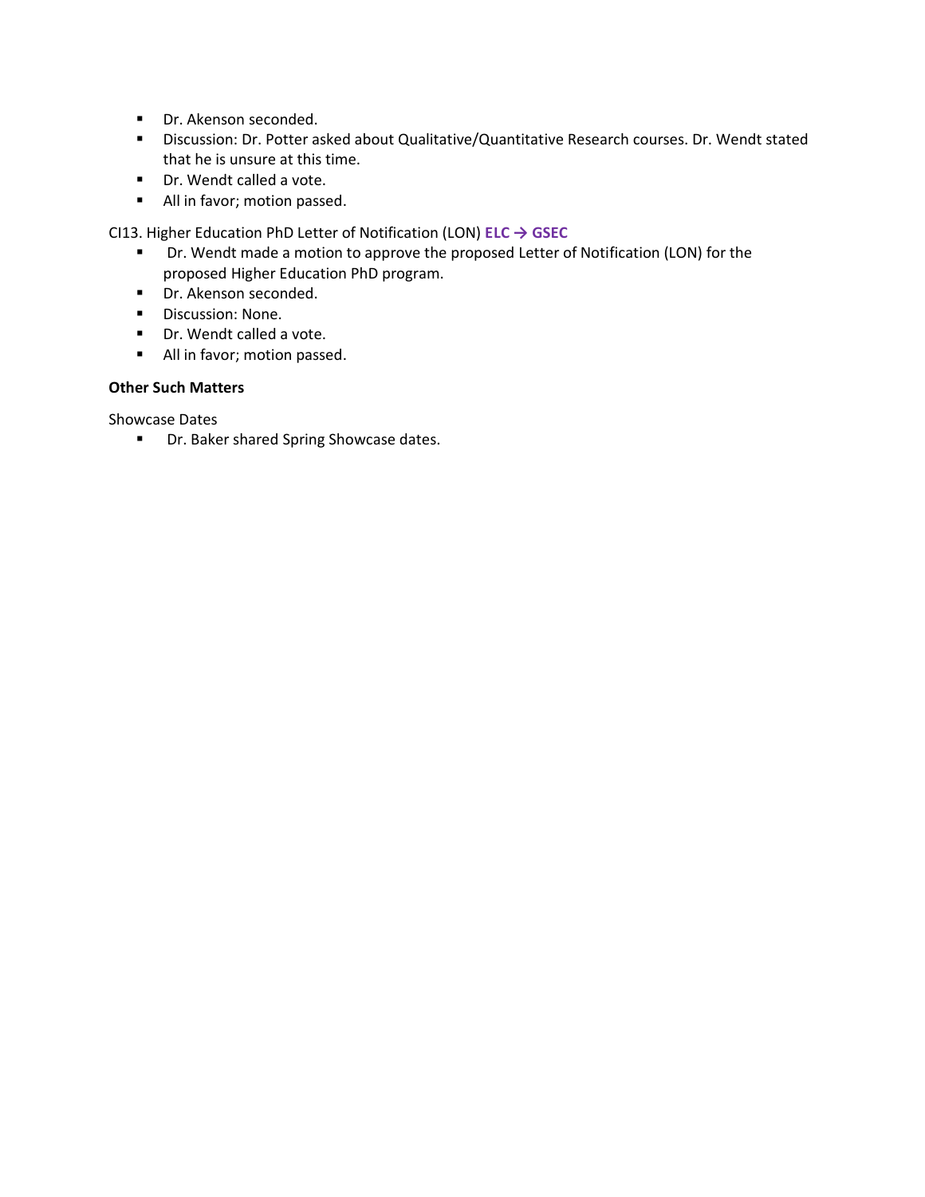- Dr. Akenson seconded.
- Discussion: Dr. Potter asked about Qualitative/Quantitative Research courses. Dr. Wendt stated that he is unsure at this time.
- Dr. Wendt called a vote.
- All in favor; motion passed.

CI13. Higher Education PhD Letter of Notification (LON) **ELC → GSEC**

- Dr. Wendt made a motion to approve the proposed Letter of Notification (LON) for the proposed Higher Education PhD program.
- Dr. Akenson seconded.
- Discussion: None.
- Dr. Wendt called a vote.
- All in favor; motion passed.

**Other Such Matters**

Showcase Dates

- Dr. Baker shared Spring Showcase dates.